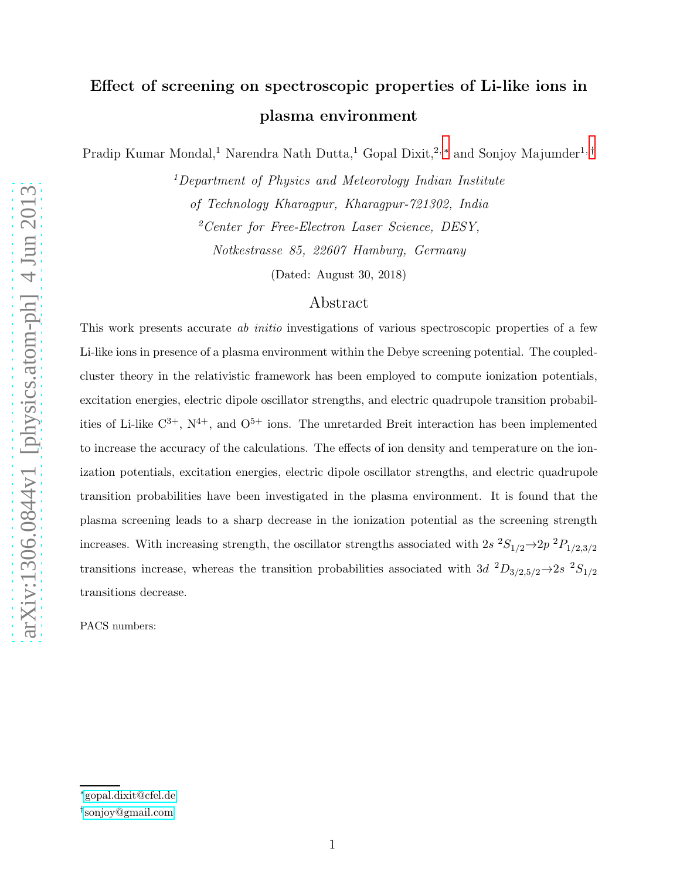# Effect of screening on spectroscopic properties of Li-like ions in plasma environment

Pradip Kumar Mondal,[1] Narendra Nath Dutta,[1] Gopal Dixit,[2,*] and Sonjoy Majumder[1,†]

[1] *Department of Physics and Meteorology Indian Institute of Technology Kharagpur, Kharagpur-721302, India*

[2] *Center for Free-Electron Laser Science, DESY, Notkestrasse 85, 22607 Hamburg, Germany*

(Dated: August 30, 2018)

## Abstract

This work presents accurate *ab initio* investigations of various spectroscopic properties of a few Li-like ions in presence of a plasma environment within the Debye screening potential. The coupled-cluster theory in the relativistic framework has been employed to compute ionization potentials, excitation energies, electric dipole oscillator strengths, and electric quadrupole transition probabilities of Li-like $C^{3+}$, $N^{4+}$, and $O^{5+}$ ions. The unretarded Breit interaction has been implemented to increase the accuracy of the calculations. The effects of ion density and temperature on the ionization potentials, excitation energies, electric dipole oscillator strengths, and electric quadrupole transition probabilities have been investigated in the plasma environment. It is found that the plasma screening leads to a sharp decrease in the ionization potential as the screening strength increases. With increasing strength, the oscillator strengths associated with $2s\ ^2S_{1/2}\rightarrow 2p\ ^2P_{1/2,3/2}$ transitions increase, whereas the transition probabilities associated with $3d\ ^2D_{3/2,5/2}\rightarrow 2s\ ^2S_{1/2}$ transitions decrease.

PACS numbers:

* gopal.dixit@cfel.de

† sonjoy@gmail.com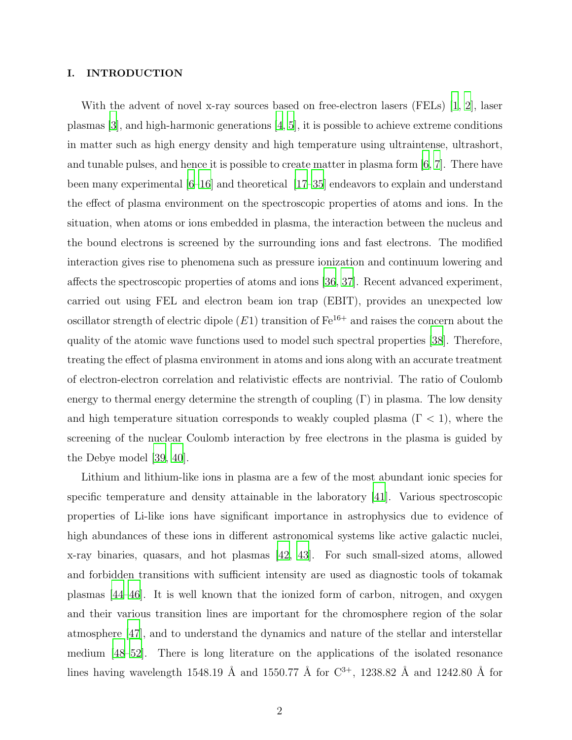## I. INTRODUCTION

With the advent of novel x-ray sources based on free-electron lasers (FELs) [1, 2], laser plasmas [3], and high-harmonic generations [4, 5], it is possible to achieve extreme conditions in matter such as high energy density and high temperature using ultraintense, ultrashort, and tunable pulses, and hence it is possible to create matter in plasma form [6, 7]. There have been many experimental [6–16] and theoretical [17–35] endeavors to explain and understand the effect of plasma environment on the spectroscopic properties of atoms and ions. In the situation, when atoms or ions embedded in plasma, the interaction between the nucleus and the bound electrons is screened by the surrounding ions and fast electrons. The modified interaction gives rise to phenomena such as pressure ionization and continuum lowering and affects the spectroscopic properties of atoms and ions [36, 37]. Recent advanced experiment, carried out using FEL and electron beam ion trap (EBIT), provides an unexpected low oscillator strength of electric dipole ($E1$) transition of $Fe^{16+}$ and raises the concern about the quality of the atomic wave functions used to model such spectral properties [38]. Therefore, treating the effect of plasma environment in atoms and ions along with an accurate treatment of electron-electron correlation and relativistic effects are nontrivial. The ratio of Coulomb energy to thermal energy determine the strength of coupling ($\Gamma$) in plasma. The low density and high temperature situation corresponds to weakly coupled plasma ($\Gamma < 1$), where the screening of the nuclear Coulomb interaction by free electrons in the plasma is guided by the Debye model [39, 40].

Lithium and lithium-like ions in plasma are a few of the most abundant ionic species for specific temperature and density attainable in the laboratory [41]. Various spectroscopic properties of Li-like ions have significant importance in astrophysics due to evidence of high abundances of these ions in different astronomical systems like active galactic nuclei, x-ray binaries, quasars, and hot plasmas [42, 43]. For such small-sized atoms, allowed and forbidden transitions with sufficient intensity are used as diagnostic tools of tokamak plasmas [44–46]. It is well known that the ionized form of carbon, nitrogen, and oxygen and their various transition lines are important for the chromosphere region of the solar atmosphere [47], and to understand the dynamics and nature of the stellar and interstellar medium [48–52]. There is long literature on the applications of the isolated resonance lines having wavelength 1548.19 Å and 1550.77 Å for $C^{3+}$, 1238.82 Å and 1242.80 Å for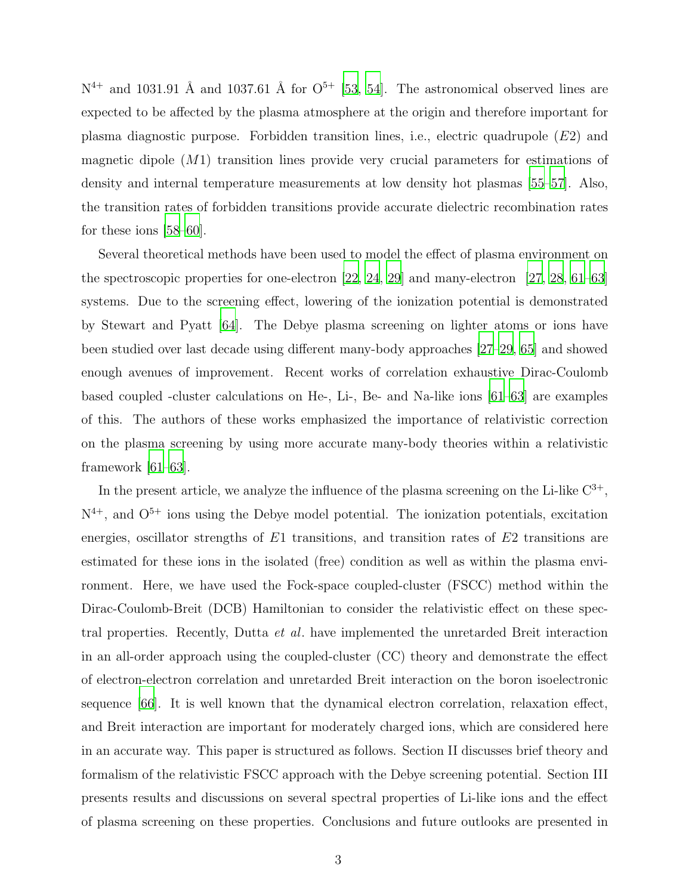$N^{4+}$ and 1031.91 Å and 1037.61 Å for $O^{5+}$ [53, 54]. The astronomical observed lines are expected to be affected by the plasma atmosphere at the origin and therefore important for plasma diagnostic purpose. Forbidden transition lines, i.e., electric quadrupole ($E2$) and magnetic dipole ($M1$) transition lines provide very crucial parameters for estimations of density and internal temperature measurements at low density hot plasmas [55–57]. Also, the transition rates of forbidden transitions provide accurate dielectric recombination rates for these ions [58–60].

Several theoretical methods have been used to model the effect of plasma environment on the spectroscopic properties for one-electron [22, 24, 29] and many-electron [27, 28, 61–63] systems. Due to the screening effect, lowering of the ionization potential is demonstrated by Stewart and Pyatt [64]. The Debye plasma screening on lighter atoms or ions have been studied over last decade using different many-body approaches [27–29, 65] and showed enough avenues of improvement. Recent works of correlation exhaustive Dirac-Coulomb based coupled -cluster calculations on He-, Li-, Be- and Na-like ions [61–63] are examples of this. The authors of these works emphasized the importance of relativistic correction on the plasma screening by using more accurate many-body theories within a relativistic framework [61–63].

In the present article, we analyze the influence of the plasma screening on the Li-like $C^{3+}$, $N^{4+}$, and $O^{5+}$ ions using the Debye model potential. The ionization potentials, excitation energies, oscillator strengths of $E1$ transitions, and transition rates of $E2$ transitions are estimated for these ions in the isolated (free) condition as well as within the plasma environment. Here, we have used the Fock-space coupled-cluster (FSCC) method within the Dirac-Coulomb-Breit (DCB) Hamiltonian to consider the relativistic effect on these spectral properties. Recently, Dutta *et al.* have implemented the unretarded Breit interaction in an all-order approach using the coupled-cluster (CC) theory and demonstrate the effect of electron-electron correlation and unretarded Breit interaction on the boron isoelectronic sequence [66]. It is well known that the dynamical electron correlation, relaxation effect, and Breit interaction are important for moderately charged ions, which are considered here in an accurate way. This paper is structured as follows. Section II discusses brief theory and formalism of the relativistic FSCC approach with the Debye screening potential. Section III presents results and discussions on several spectral properties of Li-like ions and the effect of plasma screening on these properties. Conclusions and future outlooks are presented in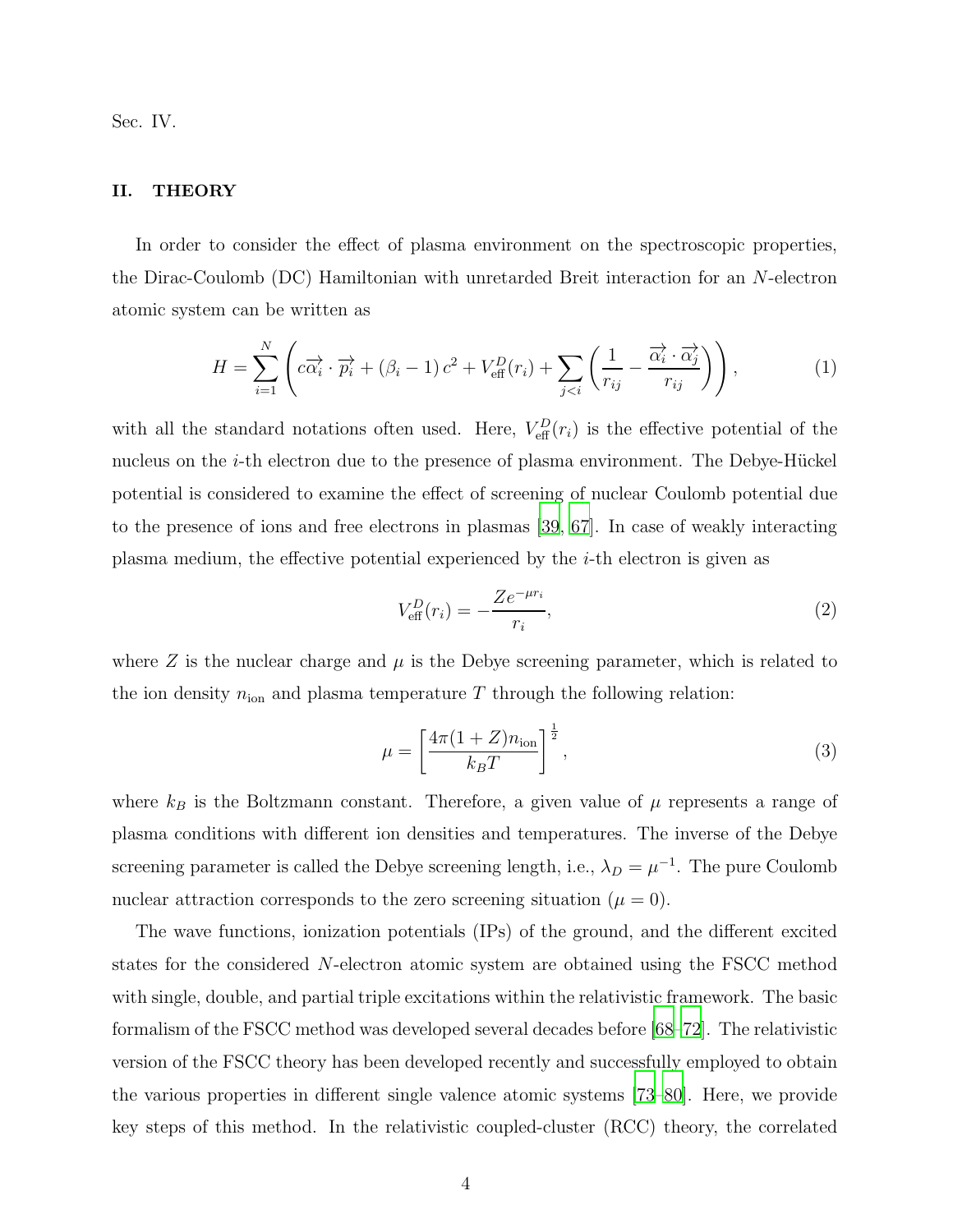Sec. IV.

## II. THEORY

In order to consider the effect of plasma environment on the spectroscopic properties, the Dirac-Coulomb (DC) Hamiltonian with unretarded Breit interaction for an $N$-electron atomic system can be written as

$$H = \sum_{i=1}^{N} \left( c\overrightarrow{\alpha_i} \cdot \overrightarrow{p_i} + (\beta_i - 1)\, c^2 + V_{\text{eff}}^{D}(r_i) + \sum_{j<i} \left( \frac{1}{r_{ij}} - \frac{\overrightarrow{\alpha_i} \cdot \overrightarrow{\alpha_j}}{r_{ij}} \right) \right), \tag{1}$$

with all the standard notations often used. Here, $V_{\text{eff}}^{D}(r_i)$ is the effective potential of the nucleus on the $i$-th electron due to the presence of plasma environment. The Debye-Hückel potential is considered to examine the effect of screening of nuclear Coulomb potential due to the presence of ions and free electrons in plasmas [39, 67]. In case of weakly interacting plasma medium, the effective potential experienced by the $i$-th electron is given as

$$V_{\text{eff}}^{D}(r_i) = -\frac{Z e^{-\mu r_i}}{r_i}, \tag{2}$$

where $Z$ is the nuclear charge and $\mu$ is the Debye screening parameter, which is related to the ion density $n_{\text{ion}}$ and plasma temperature $T$ through the following relation:

$$\mu = \left[ \frac{4\pi(1+Z) n_{\text{ion}}}{k_B T} \right]^{\frac{1}{2}}, \tag{3}$$

where $k_B$ is the Boltzmann constant. Therefore, a given value of $\mu$ represents a range of plasma conditions with different ion densities and temperatures. The inverse of the Debye screening parameter is called the Debye screening length, i.e., $\lambda_D = \mu^{-1}$. The pure Coulomb nuclear attraction corresponds to the zero screening situation ($\mu = 0$).

The wave functions, ionization potentials (IPs) of the ground, and the different excited states for the considered $N$-electron atomic system are obtained using the FSCC method with single, double, and partial triple excitations within the relativistic framework. The basic formalism of the FSCC method was developed several decades before [68–72]. The relativistic version of the FSCC theory has been developed recently and successfully employed to obtain the various properties in different single valence atomic systems [73–80]. Here, we provide key steps of this method. In the relativistic coupled-cluster (RCC) theory, the correlated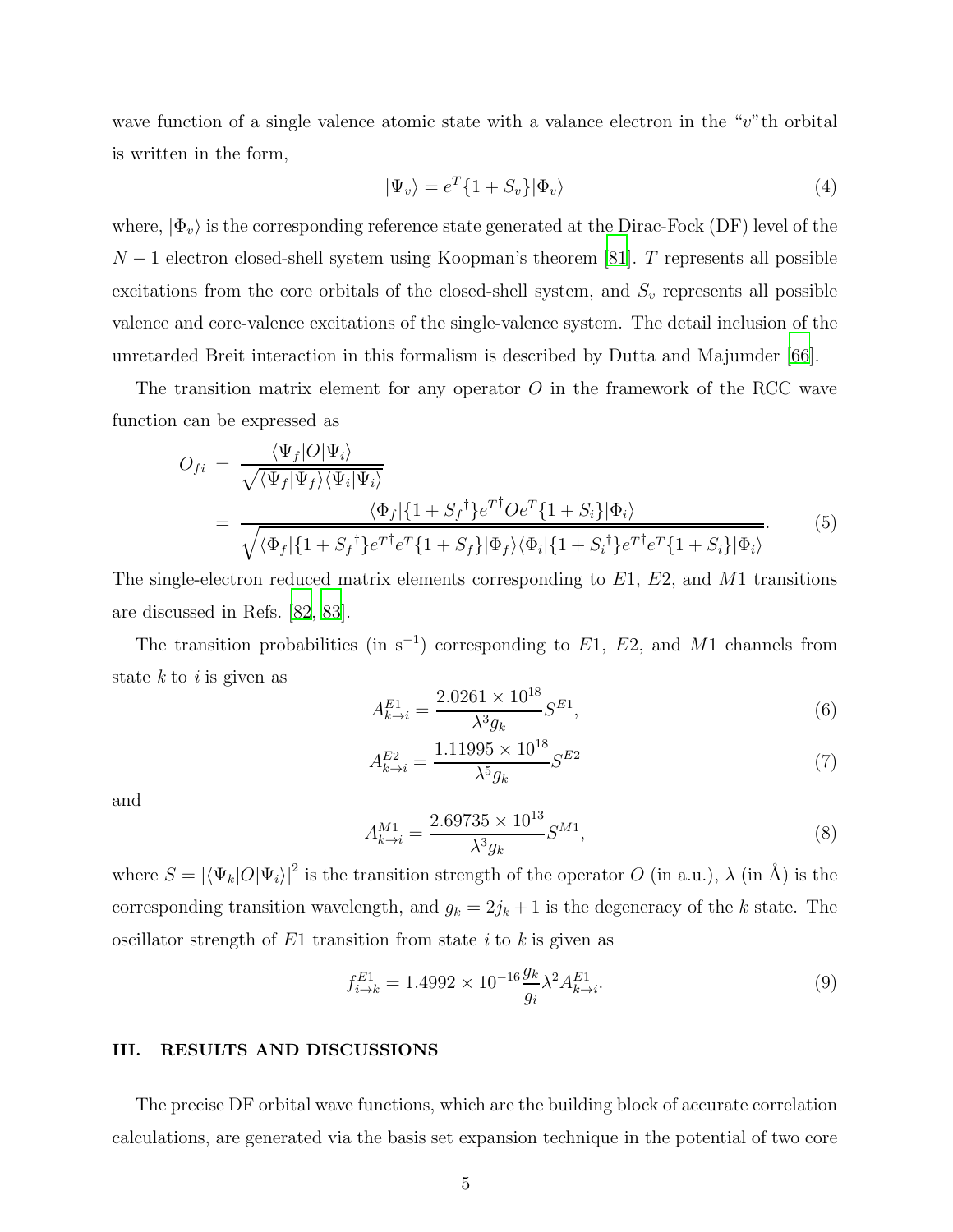wave function of a single valence atomic state with a valance electron in the "$v$"th orbital is written in the form,

$$|\Psi_v\rangle = e^T\{1 + S_v\}|\Phi_v\rangle \tag{4}$$

where, $|\Phi_v\rangle$ is the corresponding reference state generated at the Dirac-Fock (DF) level of the $N-1$ electron closed-shell system using Koopman's theorem [81]. $T$ represents all possible excitations from the core orbitals of the closed-shell system, and $S_v$ represents all possible valence and core-valence excitations of the single-valence system. The detail inclusion of the unretarded Breit interaction in this formalism is described by Dutta and Majumder [66].

The transition matrix element for any operator $O$ in the framework of the RCC wave function can be expressed as

$$\begin{aligned} O_{fi} &= \frac{\langle\Psi_f|O|\Psi_i\rangle}{\sqrt{\langle\Psi_f|\Psi_f\rangle\langle\Psi_i|\Psi_i\rangle}} \\ &= \frac{\langle\Phi_f|\{1+{S_f}^\dagger\}e^{T^\dagger}Oe^T\{1+S_i\}|\Phi_i\rangle}{\sqrt{\langle\Phi_f|\{1+{S_f}^\dagger\}e^{T^\dagger}e^T\{1+S_f\}|\Phi_f\rangle\langle\Phi_i|\{1+{S_i}^\dagger\}e^{T^\dagger}e^T\{1+S_i\}|\Phi_i\rangle}}. \end{aligned} \tag{5}$$

The single-electron reduced matrix elements corresponding to $E1$, $E2$, and $M1$ transitions are discussed in Refs. [82, 83].

The transition probabilities (in $\mathrm{s}^{-1}$) corresponding to $E1$, $E2$, and $M1$ channels from state $k$ to $i$ is given as

$$A^{E1}_{k\to i} = \frac{2.0261\times10^{18}}{\lambda^3 g_k}S^{E1}, \tag{6}$$

$$A^{E2}_{k\to i} = \frac{1.11995\times10^{18}}{\lambda^5 g_k}S^{E2} \tag{7}$$

and

$$A^{M1}_{k\to i} = \frac{2.69735\times10^{13}}{\lambda^3 g_k}S^{M1}, \tag{8}$$

where $S = |\langle\Psi_k|O|\Psi_i\rangle|^2$ is the transition strength of the operator $O$ (in a.u.), $\lambda$ (in Å) is the corresponding transition wavelength, and $g_k = 2j_k + 1$ is the degeneracy of the $k$ state. The oscillator strength of $E1$ transition from state $i$ to $k$ is given as

$$f^{E1}_{i\to k} = 1.4992\times10^{-16}\frac{g_k}{g_i}\lambda^2 A^{E1}_{k\to i}. \tag{9}$$

## III. RESULTS AND DISCUSSIONS

The precise DF orbital wave functions, which are the building block of accurate correlation calculations, are generated via the basis set expansion technique in the potential of two core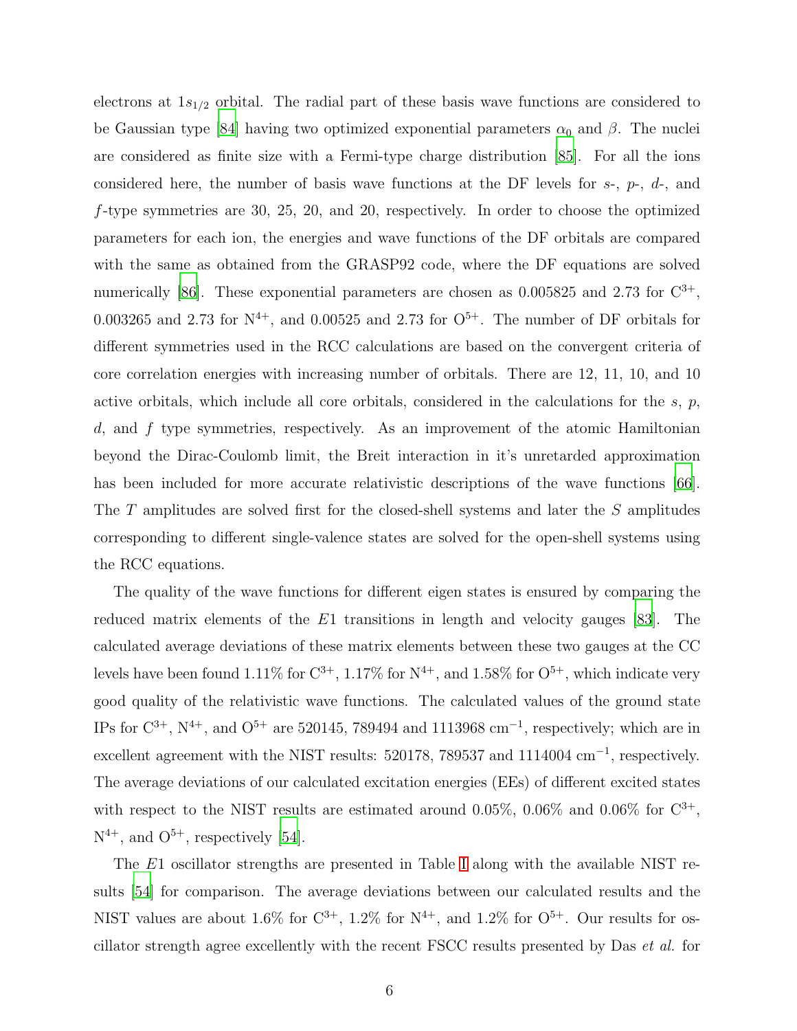electrons at $1s_{1/2}$ orbital. The radial part of these basis wave functions are considered to be Gaussian type [84] having two optimized exponential parameters $\alpha_0$ and $\beta$. The nuclei are considered as finite size with a Fermi-type charge distribution [85]. For all the ions considered here, the number of basis wave functions at the DF levels for $s$-, $p$-, $d$-, and $f$-type symmetries are 30, 25, 20, and 20, respectively. In order to choose the optimized parameters for each ion, the energies and wave functions of the DF orbitals are compared with the same as obtained from the GRASP92 code, where the DF equations are solved numerically [86]. These exponential parameters are chosen as 0.005825 and 2.73 for $C^{3+}$, 0.003265 and 2.73 for $N^{4+}$, and 0.00525 and 2.73 for $O^{5+}$. The number of DF orbitals for different symmetries used in the RCC calculations are based on the convergent criteria of core correlation energies with increasing number of orbitals. There are 12, 11, 10, and 10 active orbitals, which include all core orbitals, considered in the calculations for the $s$, $p$, $d$, and $f$ type symmetries, respectively. As an improvement of the atomic Hamiltonian beyond the Dirac-Coulomb limit, the Breit interaction in it's unretarded approximation has been included for more accurate relativistic descriptions of the wave functions [66]. The $T$ amplitudes are solved first for the closed-shell systems and later the $S$ amplitudes corresponding to different single-valence states are solved for the open-shell systems using the RCC equations.

The quality of the wave functions for different eigen states is ensured by comparing the reduced matrix elements of the $E1$ transitions in length and velocity gauges [83]. The calculated average deviations of these matrix elements between these two gauges at the CC levels have been found 1.11% for $C^{3+}$, 1.17% for $N^{4+}$, and 1.58% for $O^{5+}$, which indicate very good quality of the relativistic wave functions. The calculated values of the ground state IPs for $C^{3+}$, $N^{4+}$, and $O^{5+}$ are 520145, 789494 and 1113968 cm$^{-1}$, respectively; which are in excellent agreement with the NIST results: 520178, 789537 and 1114004 cm$^{-1}$, respectively. The average deviations of our calculated excitation energies (EEs) of different excited states with respect to the NIST results are estimated around 0.05%, 0.06% and 0.06% for $C^{3+}$, $N^{4+}$, and $O^{5+}$, respectively [54].

The $E1$ oscillator strengths are presented in Table I along with the available NIST results [54] for comparison. The average deviations between our calculated results and the NIST values are about 1.6% for $C^{3+}$, 1.2% for $N^{4+}$, and 1.2% for $O^{5+}$. Our results for oscillator strength agree excellently with the recent FSCC results presented by Das *et al.* for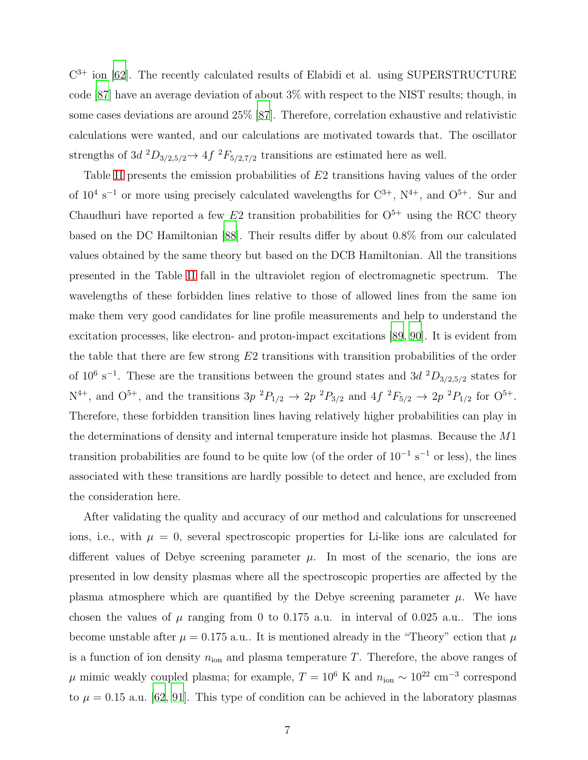$C^{3+}$ ion [62]. The recently calculated results of Elabidi et al. using SUPERSTRUCTURE code [87] have an average deviation of about 3% with respect to the NIST results; though, in some cases deviations are around 25% [87]. Therefore, correlation exhaustive and relativistic calculations were wanted, and our calculations are motivated towards that. The oscillator strengths of $3d\ ^2D_{3/2,5/2} \rightarrow 4f\ ^2F_{5/2,7/2}$ transitions are estimated here as well.

Table II presents the emission probabilities of $E2$ transitions having values of the order of $10^4$ s$^{-1}$ or more using precisely calculated wavelengths for $C^{3+}$, $N^{4+}$, and $O^{5+}$. Sur and Chaudhuri have reported a few $E2$ transition probabilities for $O^{5+}$ using the RCC theory based on the DC Hamiltonian [88]. Their results differ by about 0.8% from our calculated values obtained by the same theory but based on the DCB Hamiltonian. All the transitions presented in the Table II fall in the ultraviolet region of electromagnetic spectrum. The wavelengths of these forbidden lines relative to those of allowed lines from the same ion make them very good candidates for line profile measurements and help to understand the excitation processes, like electron- and proton-impact excitations [89, 90]. It is evident from the table that there are few strong $E2$ transitions with transition probabilities of the order of $10^6$ s$^{-1}$. These are the transitions between the ground states and $3d\ ^2D_{3/2,5/2}$ states for $N^{4+}$, and $O^{5+}$, and the transitions $3p\ ^2P_{1/2} \rightarrow 2p\ ^2P_{3/2}$ and $4f\ ^2F_{5/2} \rightarrow 2p\ ^2P_{1/2}$ for $O^{5+}$. Therefore, these forbidden transition lines having relatively higher probabilities can play in the determinations of density and internal temperature inside hot plasmas. Because the $M1$ transition probabilities are found to be quite low (of the order of $10^{-1}$ s$^{-1}$ or less), the lines associated with these transitions are hardly possible to detect and hence, are excluded from the consideration here.

After validating the quality and accuracy of our method and calculations for unscreened ions, i.e., with $\mu = 0$, several spectroscopic properties for Li-like ions are calculated for different values of Debye screening parameter $\mu$. In most of the scenario, the ions are presented in low density plasmas where all the spectroscopic properties are affected by the plasma atmosphere which are quantified by the Debye screening parameter $\mu$. We have chosen the values of $\mu$ ranging from 0 to 0.175 a.u. in interval of 0.025 a.u.. The ions become unstable after $\mu = 0.175$ a.u.. It is mentioned already in the "Theory" ection that $\mu$ is a function of ion density $n_{\text{ion}}$ and plasma temperature $T$. Therefore, the above ranges of $\mu$ mimic weakly coupled plasma; for example, $T = 10^6$ K and $n_{\text{ion}} \sim 10^{22}$ cm$^{-3}$ correspond to $\mu = 0.15$ a.u. [62, 91]. This type of condition can be achieved in the laboratory plasmas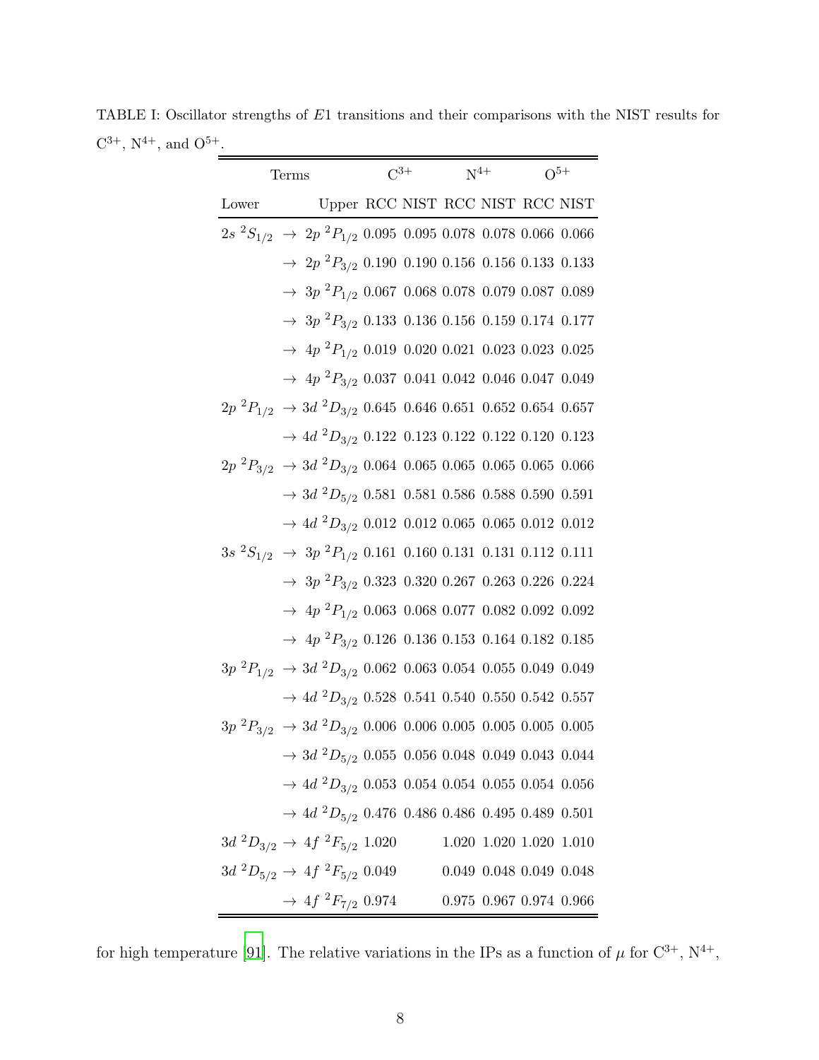TABLE I: Oscillator strengths of $E1$ transitions and their comparisons with the NIST results for $C^{3+}$, $N^{4+}$, and $O^{5+}$.

| Terms | | $C^{3+}$ | | $N^{4+}$ | | $O^{5+}$ | |
|---|---|---|---|---|---|---|---|
| Lower | Upper | RCC | NIST | RCC | NIST | RCC | NIST |
| $2s\ ^2S_{1/2}$ | $\rightarrow\ 2p\ ^2P_{1/2}$ | 0.095 | 0.095 | 0.078 | 0.078 | 0.066 | 0.066 |
| | $\rightarrow\ 2p\ ^2P_{3/2}$ | 0.190 | 0.190 | 0.156 | 0.156 | 0.133 | 0.133 |
| | $\rightarrow\ 3p\ ^2P_{1/2}$ | 0.067 | 0.068 | 0.078 | 0.079 | 0.087 | 0.089 |
| | $\rightarrow\ 3p\ ^2P_{3/2}$ | 0.133 | 0.136 | 0.156 | 0.159 | 0.174 | 0.177 |
| | $\rightarrow\ 4p\ ^2P_{1/2}$ | 0.019 | 0.020 | 0.021 | 0.023 | 0.023 | 0.025 |
| | $\rightarrow\ 4p\ ^2P_{3/2}$ | 0.037 | 0.041 | 0.042 | 0.046 | 0.047 | 0.049 |
| $2p\ ^2P_{1/2}$ | $\rightarrow\ 3d\ ^2D_{3/2}$ | 0.645 | 0.646 | 0.651 | 0.652 | 0.654 | 0.657 |
| | $\rightarrow\ 4d\ ^2D_{3/2}$ | 0.122 | 0.123 | 0.122 | 0.122 | 0.120 | 0.123 |
| $2p\ ^2P_{3/2}$ | $\rightarrow\ 3d\ ^2D_{3/2}$ | 0.064 | 0.065 | 0.065 | 0.065 | 0.065 | 0.066 |
| | $\rightarrow\ 3d\ ^2D_{5/2}$ | 0.581 | 0.581 | 0.586 | 0.588 | 0.590 | 0.591 |
| | $\rightarrow\ 4d\ ^2D_{3/2}$ | 0.012 | 0.012 | 0.065 | 0.065 | 0.012 | 0.012 |
| $3s\ ^2S_{1/2}$ | $\rightarrow\ 3p\ ^2P_{1/2}$ | 0.161 | 0.160 | 0.131 | 0.131 | 0.112 | 0.111 |
| | $\rightarrow\ 3p\ ^2P_{3/2}$ | 0.323 | 0.320 | 0.267 | 0.263 | 0.226 | 0.224 |
| | $\rightarrow\ 4p\ ^2P_{1/2}$ | 0.063 | 0.068 | 0.077 | 0.082 | 0.092 | 0.092 |
| | $\rightarrow\ 4p\ ^2P_{3/2}$ | 0.126 | 0.136 | 0.153 | 0.164 | 0.182 | 0.185 |
| $3p\ ^2P_{1/2}$ | $\rightarrow\ 3d\ ^2D_{3/2}$ | 0.062 | 0.063 | 0.054 | 0.055 | 0.049 | 0.049 |
| | $\rightarrow\ 4d\ ^2D_{3/2}$ | 0.528 | 0.541 | 0.540 | 0.550 | 0.542 | 0.557 |
| $3p\ ^2P_{3/2}$ | $\rightarrow\ 3d\ ^2D_{3/2}$ | 0.006 | 0.006 | 0.005 | 0.005 | 0.005 | 0.005 |
| | $\rightarrow\ 3d\ ^2D_{5/2}$ | 0.055 | 0.056 | 0.048 | 0.049 | 0.043 | 0.044 |
| | $\rightarrow\ 4d\ ^2D_{3/2}$ | 0.053 | 0.054 | 0.054 | 0.055 | 0.054 | 0.056 |
| | $\rightarrow\ 4d\ ^2D_{5/2}$ | 0.476 | 0.486 | 0.486 | 0.495 | 0.489 | 0.501 |
| $3d\ ^2D_{3/2}$ | $\rightarrow\ 4f\ ^2F_{5/2}$ | 1.020 | | 1.020 | 1.020 | 1.020 | 1.010 |
| $3d\ ^2D_{5/2}$ | $\rightarrow\ 4f\ ^2F_{5/2}$ | 0.049 | | 0.049 | 0.048 | 0.049 | 0.048 |
| | $\rightarrow\ 4f\ ^2F_{7/2}$ | 0.974 | | 0.975 | 0.967 | 0.974 | 0.966 |

for high temperature [91]. The relative variations in the IPs as a function of $\mu$ for $C^{3+}$, $N^{4+}$,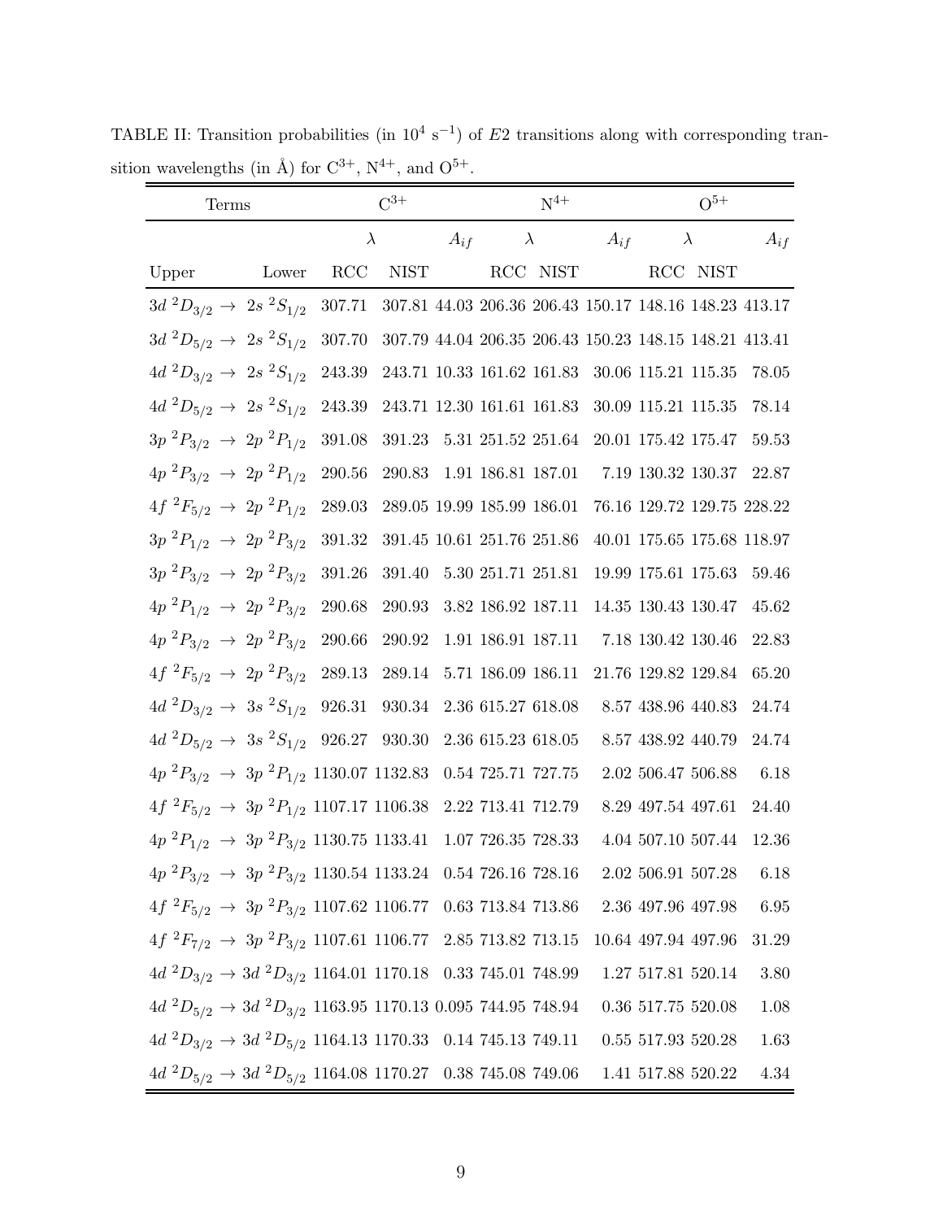TABLE II: Transition probabilities (in $10^4$ s$^{-1}$) of $E2$ transitions along with corresponding transition wavelengths (in Å) for $C^{3+}$, $N^{4+}$, and $O^{5+}$.

| Terms | | $C^{3+}$ | | | $N^{4+}$ | | | $O^{5+}$ | | |
|---|---|---|---|---|---|---|---|---|---|---|
| | | $\lambda$ | | $A_{if}$ | $\lambda$ | | $A_{if}$ | $\lambda$ | | $A_{if}$ |
| Upper | Lower | RCC | NIST | | RCC | NIST | | RCC | NIST | |
| $3d\ ^2D_{3/2}$ → | $2s\ ^2S_{1/2}$ | 307.71 | 307.81 | 44.03 | 206.36 | 206.43 | 150.17 | 148.16 | 148.23 | 413.17 |
| $3d\ ^2D_{5/2}$ → | $2s\ ^2S_{1/2}$ | 307.70 | 307.79 | 44.04 | 206.35 | 206.43 | 150.23 | 148.15 | 148.21 | 413.41 |
| $4d\ ^2D_{3/2}$ → | $2s\ ^2S_{1/2}$ | 243.39 | 243.71 | 10.33 | 161.62 | 161.83 | 30.06 | 115.21 | 115.35 | 78.05 |
| $4d\ ^2D_{5/2}$ → | $2s\ ^2S_{1/2}$ | 243.39 | 243.71 | 12.30 | 161.61 | 161.83 | 30.09 | 115.21 | 115.35 | 78.14 |
| $3p\ ^2P_{3/2}$ → | $2p\ ^2P_{1/2}$ | 391.08 | 391.23 | 5.31 | 251.52 | 251.64 | 20.01 | 175.42 | 175.47 | 59.53 |
| $4p\ ^2P_{3/2}$ → | $2p\ ^2P_{1/2}$ | 290.56 | 290.83 | 1.91 | 186.81 | 187.01 | 7.19 | 130.32 | 130.37 | 22.87 |
| $4f\ ^2F_{5/2}$ → | $2p\ ^2P_{1/2}$ | 289.03 | 289.05 | 19.99 | 185.99 | 186.01 | 76.16 | 129.72 | 129.75 | 228.22 |
| $3p\ ^2P_{1/2}$ → | $2p\ ^2P_{3/2}$ | 391.32 | 391.45 | 10.61 | 251.76 | 251.86 | 40.01 | 175.65 | 175.68 | 118.97 |
| $3p\ ^2P_{3/2}$ → | $2p\ ^2P_{3/2}$ | 391.26 | 391.40 | 5.30 | 251.71 | 251.81 | 19.99 | 175.61 | 175.63 | 59.46 |
| $4p\ ^2P_{1/2}$ → | $2p\ ^2P_{3/2}$ | 290.68 | 290.93 | 3.82 | 186.92 | 187.11 | 14.35 | 130.43 | 130.47 | 45.62 |
| $4p\ ^2P_{3/2}$ → | $2p\ ^2P_{3/2}$ | 290.66 | 290.92 | 1.91 | 186.91 | 187.11 | 7.18 | 130.42 | 130.46 | 22.83 |
| $4f\ ^2F_{5/2}$ → | $2p\ ^2P_{3/2}$ | 289.13 | 289.14 | 5.71 | 186.09 | 186.11 | 21.76 | 129.82 | 129.84 | 65.20 |
| $4d\ ^2D_{3/2}$ → | $3s\ ^2S_{1/2}$ | 926.31 | 930.34 | 2.36 | 615.27 | 618.08 | 8.57 | 438.96 | 440.83 | 24.74 |
| $4d\ ^2D_{5/2}$ → | $3s\ ^2S_{1/2}$ | 926.27 | 930.30 | 2.36 | 615.23 | 618.05 | 8.57 | 438.92 | 440.79 | 24.74 |
| $4p\ ^2P_{3/2}$ → | $3p\ ^2P_{1/2}$ | 1130.07 | 1132.83 | 0.54 | 725.71 | 727.75 | 2.02 | 506.47 | 506.88 | 6.18 |
| $4f\ ^2F_{5/2}$ → | $3p\ ^2P_{1/2}$ | 1107.17 | 1106.38 | 2.22 | 713.41 | 712.79 | 8.29 | 497.54 | 497.61 | 24.40 |
| $4p\ ^2P_{1/2}$ → | $3p\ ^2P_{3/2}$ | 1130.75 | 1133.41 | 1.07 | 726.35 | 728.33 | 4.04 | 507.10 | 507.44 | 12.36 |
| $4p\ ^2P_{3/2}$ → | $3p\ ^2P_{3/2}$ | 1130.54 | 1133.24 | 0.54 | 726.16 | 728.16 | 2.02 | 506.91 | 507.28 | 6.18 |
| $4f\ ^2F_{5/2}$ → | $3p\ ^2P_{3/2}$ | 1107.62 | 1106.77 | 0.63 | 713.84 | 713.86 | 2.36 | 497.96 | 497.98 | 6.95 |
| $4f\ ^2F_{7/2}$ → | $3p\ ^2P_{3/2}$ | 1107.61 | 1106.77 | 2.85 | 713.82 | 713.15 | 10.64 | 497.94 | 497.96 | 31.29 |
| $4d\ ^2D_{3/2}$ → | $3d\ ^2D_{3/2}$ | 1164.01 | 1170.18 | 0.33 | 745.01 | 748.99 | 1.27 | 517.81 | 520.14 | 3.80 |
| $4d\ ^2D_{5/2}$ → | $3d\ ^2D_{3/2}$ | 1163.95 | 1170.13 | 0.095 | 744.95 | 748.94 | 0.36 | 517.75 | 520.08 | 1.08 |
| $4d\ ^2D_{3/2}$ → | $3d\ ^2D_{5/2}$ | 1164.13 | 1170.33 | 0.14 | 745.13 | 749.11 | 0.55 | 517.93 | 520.28 | 1.63 |
| $4d\ ^2D_{5/2}$ → | $3d\ ^2D_{5/2}$ | 1164.08 | 1170.27 | 0.38 | 745.08 | 749.06 | 1.41 | 517.88 | 520.22 | 4.34 |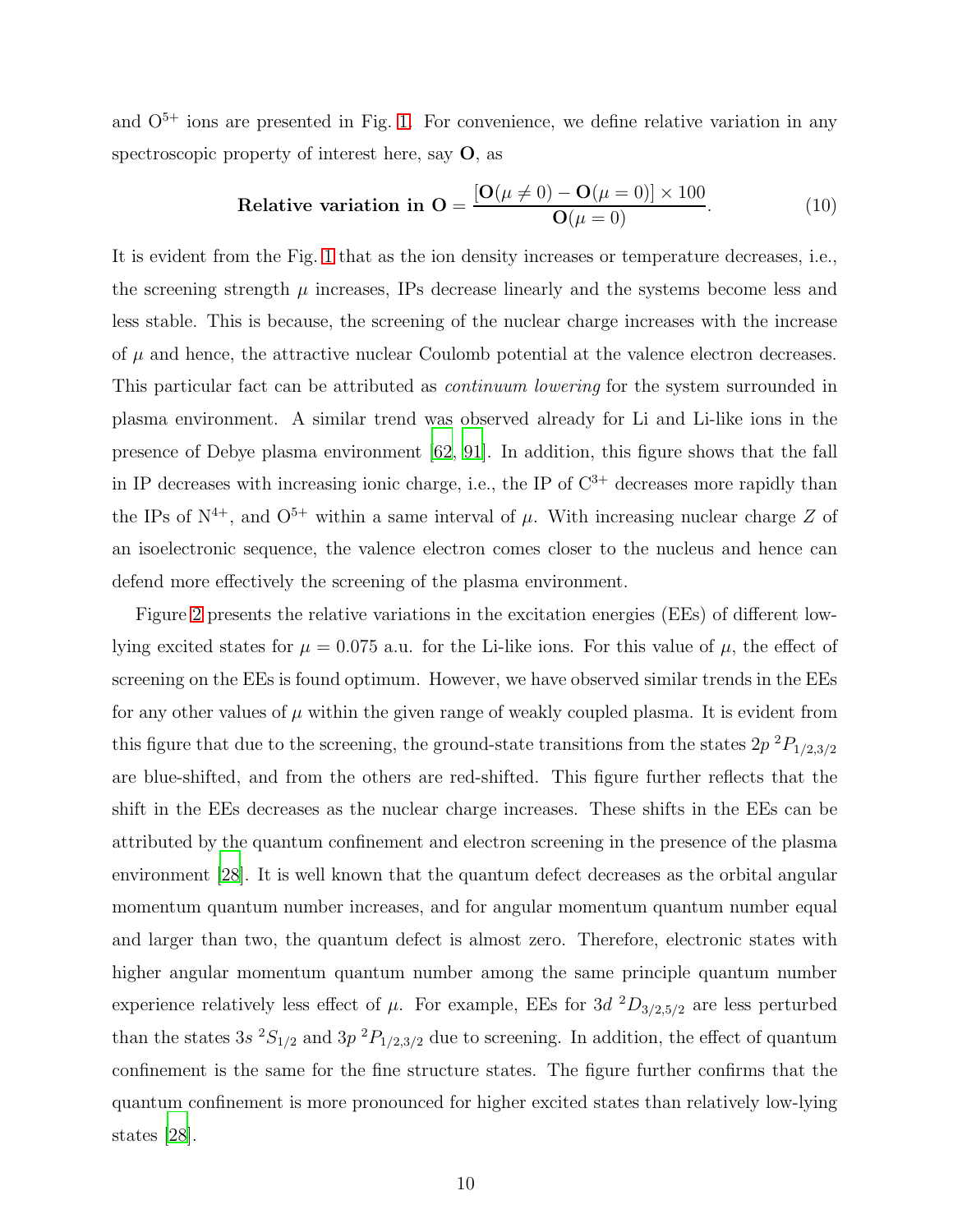and $O^{5+}$ ions are presented in Fig. 1. For convenience, we define relative variation in any spectroscopic property of interest here, say $\mathbf{O}$, as

$$\textbf{Relative variation in O} = \frac{[\mathbf{O}(\mu \neq 0) - \mathbf{O}(\mu = 0)] \times 100}{\mathbf{O}(\mu = 0)}. \tag{10}$$

It is evident from the Fig. 1 that as the ion density increases or temperature decreases, i.e., the screening strength $\mu$ increases, IPs decrease linearly and the systems become less and less stable. This is because, the screening of the nuclear charge increases with the increase of $\mu$ and hence, the attractive nuclear Coulomb potential at the valence electron decreases. This particular fact can be attributed as *continuum lowering* for the system surrounded in plasma environment. A similar trend was observed already for Li and Li-like ions in the presence of Debye plasma environment [62, 91]. In addition, this figure shows that the fall in IP decreases with increasing ionic charge, i.e., the IP of $C^{3+}$ decreases more rapidly than the IPs of $N^{4+}$, and $O^{5+}$ within a same interval of $\mu$. With increasing nuclear charge $Z$ of an isoelectronic sequence, the valence electron comes closer to the nucleus and hence can defend more effectively the screening of the plasma environment.

Figure 2 presents the relative variations in the excitation energies (EEs) of different low-lying excited states for $\mu = 0.075$ a.u. for the Li-like ions. For this value of $\mu$, the effect of screening on the EEs is found optimum. However, we have observed similar trends in the EEs for any other values of $\mu$ within the given range of weakly coupled plasma. It is evident from this figure that due to the screening, the ground-state transitions from the states $2p\ ^2P_{1/2,3/2}$ are blue-shifted, and from the others are red-shifted. This figure further reflects that the shift in the EEs decreases as the nuclear charge increases. These shifts in the EEs can be attributed by the quantum confinement and electron screening in the presence of the plasma environment [28]. It is well known that the quantum defect decreases as the orbital angular momentum quantum number increases, and for angular momentum quantum number equal and larger than two, the quantum defect is almost zero. Therefore, electronic states with higher angular momentum quantum number among the same principle quantum number experience relatively less effect of $\mu$. For example, EEs for $3d\ ^2D_{3/2,5/2}$ are less perturbed than the states $3s\ ^2S_{1/2}$ and $3p\ ^2P_{1/2,3/2}$ due to screening. In addition, the effect of quantum confinement is the same for the fine structure states. The figure further confirms that the quantum confinement is more pronounced for higher excited states than relatively low-lying states [28].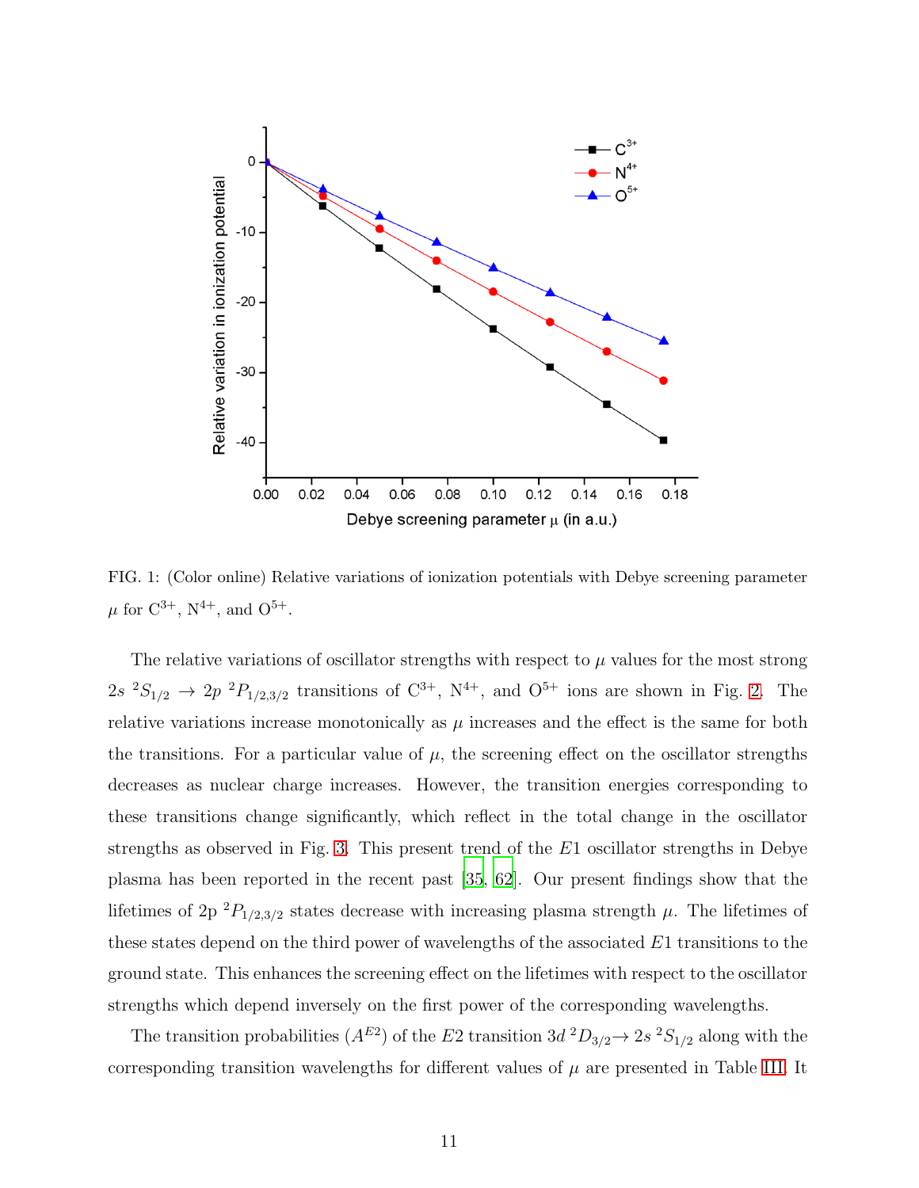FIG. 1: (Color online) Relative variations of ionization potentials with Debye screening parameter $\mu$ for $C^{3+}$, $N^{4+}$, and $O^{5+}$.

The relative variations of oscillator strengths with respect to $\mu$ values for the most strong $2s\ ^2S_{1/2} \rightarrow 2p\ ^2P_{1/2,3/2}$ transitions of $C^{3+}$, $N^{4+}$, and $O^{5+}$ ions are shown in Fig. 2. The relative variations increase monotonically as $\mu$ increases and the effect is the same for both the transitions. For a particular value of $\mu$, the screening effect on the oscillator strengths decreases as nuclear charge increases. However, the transition energies corresponding to these transitions change significantly, which reflect in the total change in the oscillator strengths as observed in Fig. 3. This present trend of the $E1$ oscillator strengths in Debye plasma has been reported in the recent past [35, 62]. Our present findings show that the lifetimes of 2p $^2P_{1/2,3/2}$ states decrease with increasing plasma strength $\mu$. The lifetimes of these states depend on the third power of wavelengths of the associated $E1$ transitions to the ground state. This enhances the screening effect on the lifetimes with respect to the oscillator strengths which depend inversely on the first power of the corresponding wavelengths.

The transition probabilities ($A^{E2}$) of the $E2$ transition $3d\ ^2D_{3/2} \rightarrow 2s\ ^2S_{1/2}$ along with the corresponding transition wavelengths for different values of $\mu$ are presented in Table III. It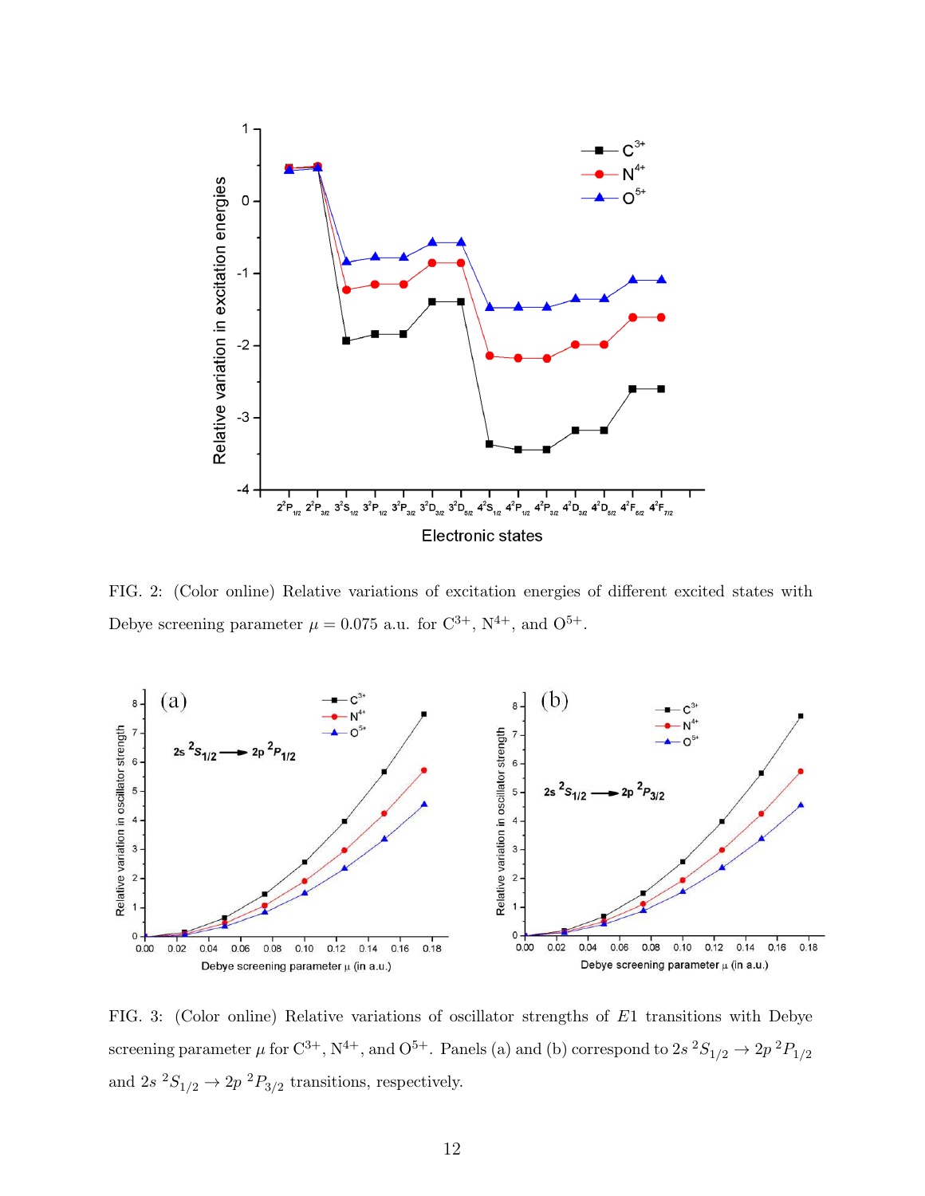FIG. 2: (Color online) Relative variations of excitation energies of different excited states with Debye screening parameter $\mu = 0.075$ a.u. for $C^{3+}$, $N^{4+}$, and $O^{5+}$.

FIG. 3: (Color online) Relative variations of oscillator strengths of $E1$ transitions with Debye screening parameter $\mu$ for $C^{3+}$, $N^{4+}$, and $O^{5+}$. Panels (a) and (b) correspond to $2s\ ^2S_{1/2} \rightarrow 2p\ ^2P_{1/2}$ and $2s\ ^2S_{1/2} \rightarrow 2p\ ^2P_{3/2}$ transitions, respectively.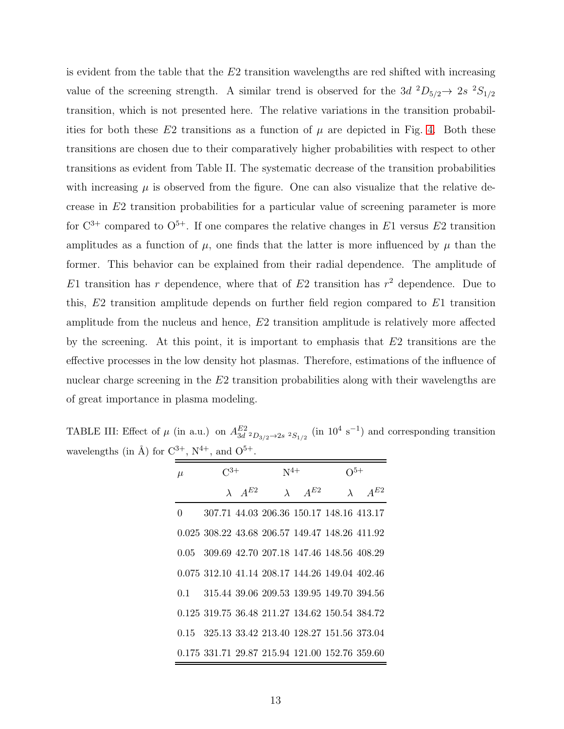is evident from the table that the $E2$ transition wavelengths are red shifted with increasing value of the screening strength. A similar trend is observed for the $3d\ ^2D_{5/2} \rightarrow 2s\ ^2S_{1/2}$ transition, which is not presented here. The relative variations in the transition probabilities for both these $E2$ transitions as a function of $\mu$ are depicted in Fig. 4. Both these transitions are chosen due to their comparatively higher probabilities with respect to other transitions as evident from Table II. The systematic decrease of the transition probabilities with increasing $\mu$ is observed from the figure. One can also visualize that the relative decrease in $E2$ transition probabilities for a particular value of screening parameter is more for $C^{3+}$ compared to $O^{5+}$. If one compares the relative changes in $E1$ versus $E2$ transition amplitudes as a function of $\mu$, one finds that the latter is more influenced by $\mu$ than the former. This behavior can be explained from their radial dependence. The amplitude of $E1$ transition has $r$ dependence, where that of $E2$ transition has $r^2$ dependence. Due to this, $E2$ transition amplitude depends on further field region compared to $E1$ transition amplitude from the nucleus and hence, $E2$ transition amplitude is relatively more affected by the screening. At this point, it is important to emphasis that $E2$ transitions are the effective processes in the low density hot plasmas. Therefore, estimations of the influence of nuclear charge screening in the $E2$ transition probabilities along with their wavelengths are of great importance in plasma modeling.

TABLE III: Effect of $\mu$ (in a.u.) on $A^{E2}_{3d\ ^2D_{3/2} \rightarrow 2s\ ^2S_{1/2}}$ (in $10^4$ s$^{-1}$) and corresponding transition wavelengths (in Å) for $C^{3+}$, $N^{4+}$, and $O^{5+}$.

| $\mu$ | $C^{3+}$ | | $N^{4+}$ | | $O^{5+}$ | |
|---|---|---|---|---|---|---|
| | $\lambda$ | $A^{E2}$ | $\lambda$ | $A^{E2}$ | $\lambda$ | $A^{E2}$ |
| 0 | 307.71 | 44.03 | 206.36 | 150.17 | 148.16 | 413.17 |
| 0.025 | 308.22 | 43.68 | 206.57 | 149.47 | 148.26 | 411.92 |
| 0.05 | 309.69 | 42.70 | 207.18 | 147.46 | 148.56 | 408.29 |
| 0.075 | 312.10 | 41.14 | 208.17 | 144.26 | 149.04 | 402.46 |
| 0.1 | 315.44 | 39.06 | 209.53 | 139.95 | 149.70 | 394.56 |
| 0.125 | 319.75 | 36.48 | 211.27 | 134.62 | 150.54 | 384.72 |
| 0.15 | 325.13 | 33.42 | 213.40 | 128.27 | 151.56 | 373.04 |
| 0.175 | 331.71 | 29.87 | 215.94 | 121.00 | 152.76 | 359.60 |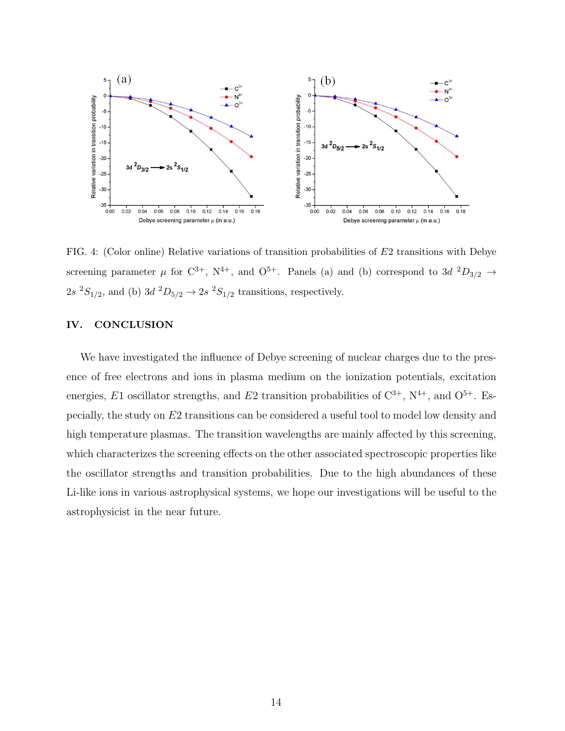FIG. 4: (Color online) Relative variations of transition probabilities of $E2$ transitions with Debye screening parameter $\mu$ for $C^{3+}$, $N^{4+}$, and $O^{5+}$. Panels (a) and (b) correspond to $3d\ ^2D_{3/2} \rightarrow 2s\ ^2S_{1/2}$, and (b) $3d\ ^2D_{5/2} \rightarrow 2s\ ^2S_{1/2}$ transitions, respectively.

## IV. CONCLUSION

We have investigated the influence of Debye screening of nuclear charges due to the presence of free electrons and ions in plasma medium on the ionization potentials, excitation energies, $E1$ oscillator strengths, and $E2$ transition probabilities of $C^{3+}$, $N^{4+}$, and $O^{5+}$. Especially, the study on $E2$ transitions can be considered a useful tool to model low density and high temperature plasmas. The transition wavelengths are mainly affected by this screening, which characterizes the screening effects on the other associated spectroscopic properties like the oscillator strengths and transition probabilities. Due to the high abundances of these Li-like ions in various astrophysical systems, we hope our investigations will be useful to the astrophysicist in the near future.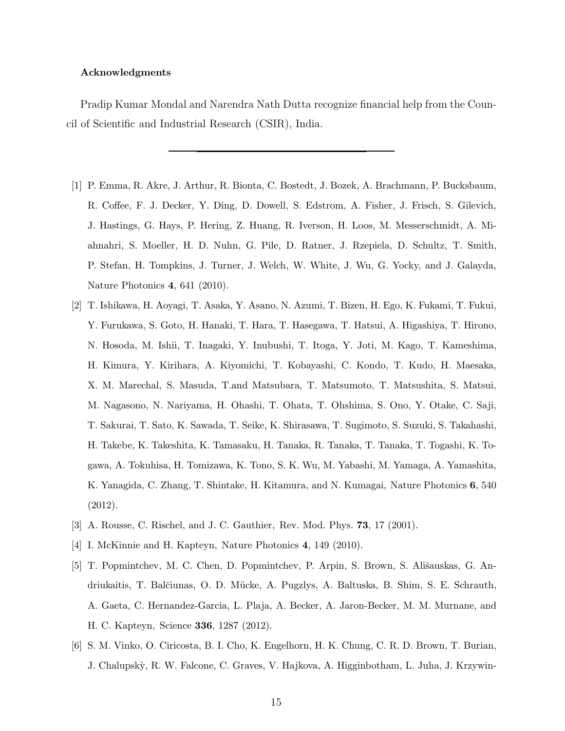### Acknowledgments

Pradip Kumar Mondal and Narendra Nath Dutta recognize financial help from the Council of Scientific and Industrial Research (CSIR), India.

---

[1] P. Emma, R. Akre, J. Arthur, R. Bionta, C. Bostedt, J. Bozek, A. Brachmann, P. Bucksbaum, R. Coffee, F. J. Decker, Y. Ding, D. Dowell, S. Edstrom, A. Fisher, J. Frisch, S. Gilevich, J. Hastings, G. Hays, P. Hering, Z. Huang, R. Iverson, H. Loos, M. Messerschmidt, A. Miahnahri, S. Moeller, H. D. Nuhn, G. Pile, D. Ratner, J. Rzepiela, D. Schultz, T. Smith, P. Stefan, H. Tompkins, J. Turner, J. Welch, W. White, J. Wu, G. Yocky, and J. Galayda, Nature Photonics **4**, 641 (2010).

[2] T. Ishikawa, H. Aoyagi, T. Asaka, Y. Asano, N. Azumi, T. Bizen, H. Ego, K. Fukami, T. Fukui, Y. Furukawa, S. Goto, H. Hanaki, T. Hara, T. Hasegawa, T. Hatsui, A. Higashiya, T. Hirono, N. Hosoda, M. Ishii, T. Inagaki, Y. Inubushi, T. Itoga, Y. Joti, M. Kago, T. Kameshima, H. Kimura, Y. Kirihara, A. Kiyomichi, T. Kobayashi, C. Kondo, T. Kudo, H. Maesaka, X. M. Marechal, S. Masuda, T.and Matsubara, T. Matsumoto, T. Matsushita, S. Matsui, M. Nagasono, N. Nariyama, H. Ohashi, T. Ohata, T. Ohshima, S. Ono, Y. Otake, C. Saji, T. Sakurai, T. Sato, K. Sawada, T. Seike, K. Shirasawa, T. Sugimoto, S. Suzuki, S. Takahashi, H. Takebe, K. Takeshita, K. Tamasaku, H. Tanaka, R. Tanaka, T. Tanaka, T. Togashi, K. Togawa, A. Tokuhisa, H. Tomizawa, K. Tono, S. K. Wu, M. Yabashi, M. Yamaga, A. Yamashita, K. Yanagida, C. Zhang, T. Shintake, H. Kitamura, and N. Kumagai, Nature Photonics **6**, 540 (2012).

[3] A. Rousse, C. Rischel, and J. C. Gauthier, Rev. Mod. Phys. **73**, 17 (2001).

[4] I. McKinnie and H. Kapteyn, Nature Photonics **4**, 149 (2010).

[5] T. Popmintchev, M. C. Chen, D. Popmintchev, P. Arpin, S. Brown, S. Ališauskas, G. Andriukaitis, T. Balčiunas, O. D. Mücke, A. Pugzlys, A. Baltuska, B. Shim, S. E. Schrauth, A. Gaeta, C. Hernandez-Garcia, L. Plaja, A. Becker, A. Jaron-Becker, M. M. Murnane, and H. C. Kapteyn, Science **336**, 1287 (2012).

[6] S. M. Vinko, O. Ciricosta, B. I. Cho, K. Engelhorn, H. K. Chung, C. R. D. Brown, T. Burian, J. Chalupskỳ, R. W. Falcone, C. Graves, V. Hajkova, A. Higginbotham, L. Juha, J. Krzywin-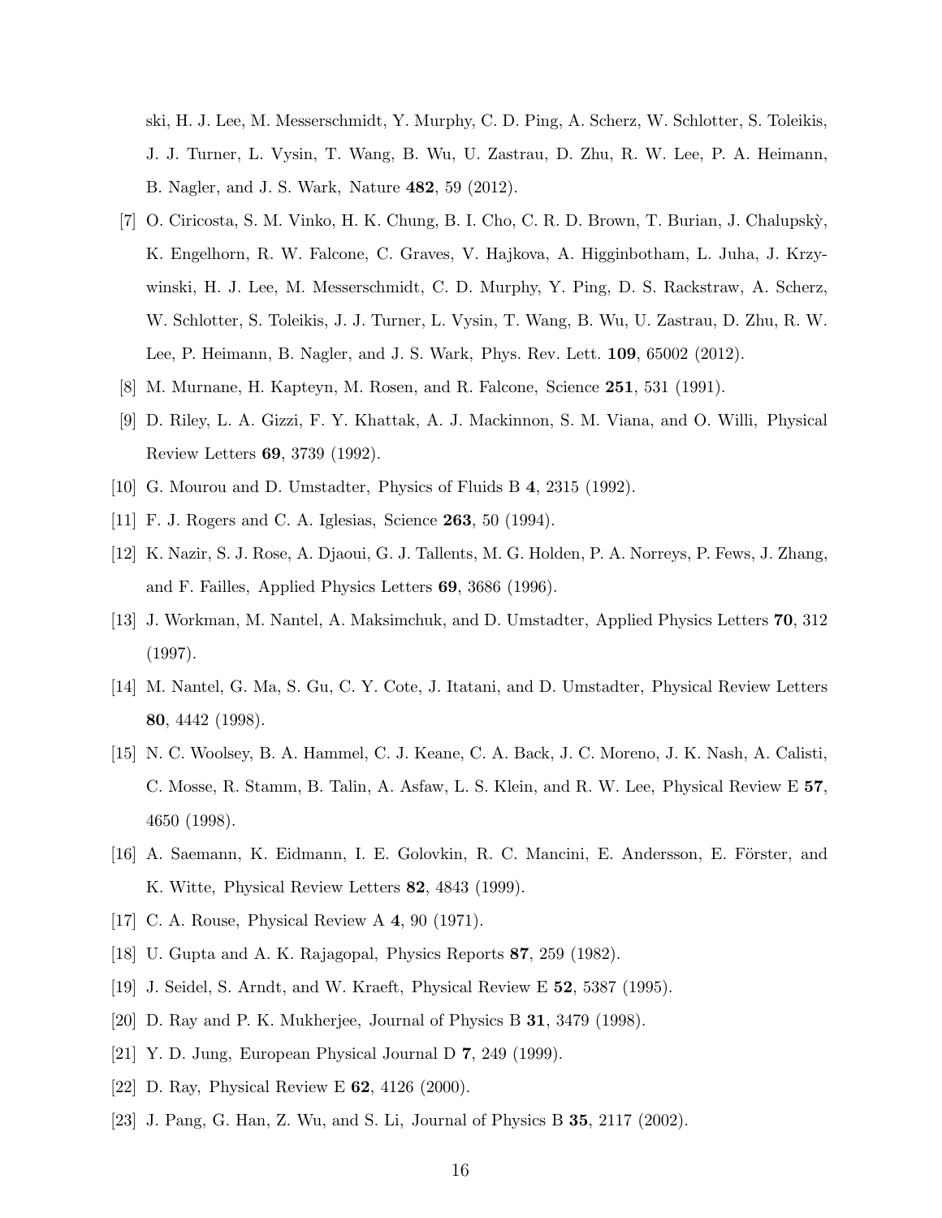ski, H. J. Lee, M. Messerschmidt, Y. Murphy, C. D. Ping, A. Scherz, W. Schlotter, S. Toleikis, J. J. Turner, L. Vysin, T. Wang, B. Wu, U. Zastrau, D. Zhu, R. W. Lee, P. A. Heimann, B. Nagler, and J. S. Wark, Nature **482**, 59 (2012).

[7] O. Ciricosta, S. M. Vinko, H. K. Chung, B. I. Cho, C. R. D. Brown, T. Burian, J. Chalupskỳ, K. Engelhorn, R. W. Falcone, C. Graves, V. Hajkova, A. Higginbotham, L. Juha, J. Krzywinski, H. J. Lee, M. Messerschmidt, C. D. Murphy, Y. Ping, D. S. Rackstraw, A. Scherz, W. Schlotter, S. Toleikis, J. J. Turner, L. Vysin, T. Wang, B. Wu, U. Zastrau, D. Zhu, R. W. Lee, P. Heimann, B. Nagler, and J. S. Wark, Phys. Rev. Lett. **109**, 65002 (2012).

[8] M. Murnane, H. Kapteyn, M. Rosen, and R. Falcone, Science **251**, 531 (1991).

[9] D. Riley, L. A. Gizzi, F. Y. Khattak, A. J. Mackinnon, S. M. Viana, and O. Willi, Physical Review Letters **69**, 3739 (1992).

[10] G. Mourou and D. Umstadter, Physics of Fluids B **4**, 2315 (1992).

[11] F. J. Rogers and C. A. Iglesias, Science **263**, 50 (1994).

[12] K. Nazir, S. J. Rose, A. Djaoui, G. J. Tallents, M. G. Holden, P. A. Norreys, P. Fews, J. Zhang, and F. Failles, Applied Physics Letters **69**, 3686 (1996).

[13] J. Workman, M. Nantel, A. Maksimchuk, and D. Umstadter, Applied Physics Letters **70**, 312 (1997).

[14] M. Nantel, G. Ma, S. Gu, C. Y. Cote, J. Itatani, and D. Umstadter, Physical Review Letters **80**, 4442 (1998).

[15] N. C. Woolsey, B. A. Hammel, C. J. Keane, C. A. Back, J. C. Moreno, J. K. Nash, A. Calisti, C. Mosse, R. Stamm, B. Talin, A. Asfaw, L. S. Klein, and R. W. Lee, Physical Review E **57**, 4650 (1998).

[16] A. Saemann, K. Eidmann, I. E. Golovkin, R. C. Mancini, E. Andersson, E. Förster, and K. Witte, Physical Review Letters **82**, 4843 (1999).

[17] C. A. Rouse, Physical Review A **4**, 90 (1971).

[18] U. Gupta and A. K. Rajagopal, Physics Reports **87**, 259 (1982).

[19] J. Seidel, S. Arndt, and W. Kraeft, Physical Review E **52**, 5387 (1995).

[20] D. Ray and P. K. Mukherjee, Journal of Physics B **31**, 3479 (1998).

[21] Y. D. Jung, European Physical Journal D **7**, 249 (1999).

[22] D. Ray, Physical Review E **62**, 4126 (2000).

[23] J. Pang, G. Han, Z. Wu, and S. Li, Journal of Physics B **35**, 2117 (2002).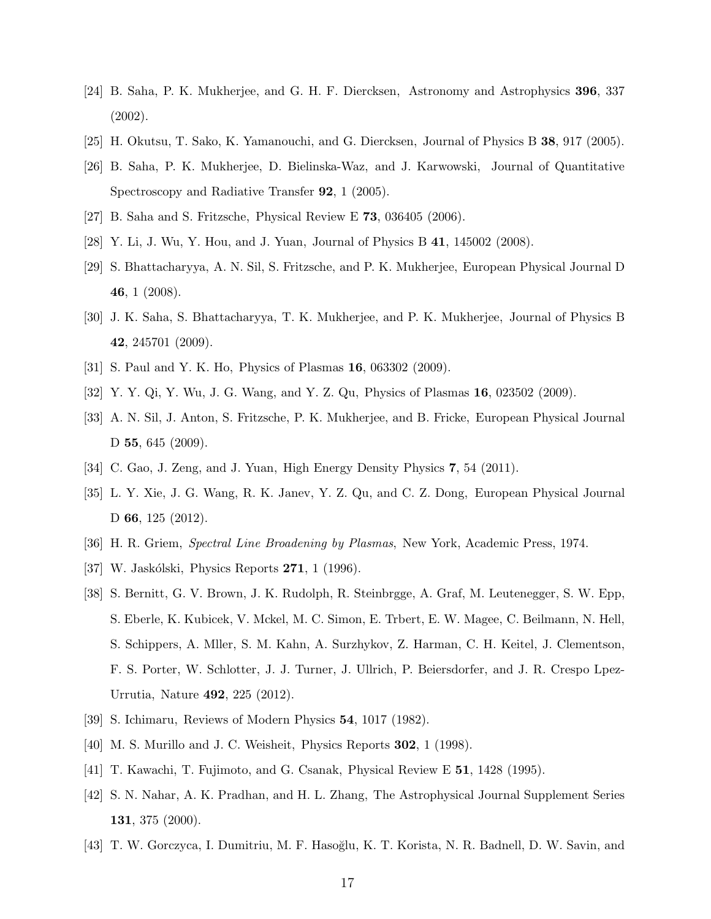[24] B. Saha, P. K. Mukherjee, and G. H. F. Diercksen, Astronomy and Astrophysics **396**, 337 (2002).

[25] H. Okutsu, T. Sako, K. Yamanouchi, and G. Diercksen, Journal of Physics B **38**, 917 (2005).

[26] B. Saha, P. K. Mukherjee, D. Bielinska-Waz, and J. Karwowski, Journal of Quantitative Spectroscopy and Radiative Transfer **92**, 1 (2005).

[27] B. Saha and S. Fritzsche, Physical Review E **73**, 036405 (2006).

[28] Y. Li, J. Wu, Y. Hou, and J. Yuan, Journal of Physics B **41**, 145002 (2008).

[29] S. Bhattacharyya, A. N. Sil, S. Fritzsche, and P. K. Mukherjee, European Physical Journal D **46**, 1 (2008).

[30] J. K. Saha, S. Bhattacharyya, T. K. Mukherjee, and P. K. Mukherjee, Journal of Physics B **42**, 245701 (2009).

[31] S. Paul and Y. K. Ho, Physics of Plasmas **16**, 063302 (2009).

[32] Y. Y. Qi, Y. Wu, J. G. Wang, and Y. Z. Qu, Physics of Plasmas **16**, 023502 (2009).

[33] A. N. Sil, J. Anton, S. Fritzsche, P. K. Mukherjee, and B. Fricke, European Physical Journal D **55**, 645 (2009).

[34] C. Gao, J. Zeng, and J. Yuan, High Energy Density Physics **7**, 54 (2011).

[35] L. Y. Xie, J. G. Wang, R. K. Janev, Y. Z. Qu, and C. Z. Dong, European Physical Journal D **66**, 125 (2012).

[36] H. R. Griem, *Spectral Line Broadening by Plasmas*, New York, Academic Press, 1974.

[37] W. Jaskólski, Physics Reports **271**, 1 (1996).

[38] S. Bernitt, G. V. Brown, J. K. Rudolph, R. Steinbrgge, A. Graf, M. Leutenegger, S. W. Epp, S. Eberle, K. Kubicek, V. Mckel, M. C. Simon, E. Trbert, E. W. Magee, C. Beilmann, N. Hell, S. Schippers, A. Mller, S. M. Kahn, A. Surzhykov, Z. Harman, C. H. Keitel, J. Clementson, F. S. Porter, W. Schlotter, J. J. Turner, J. Ullrich, P. Beiersdorfer, and J. R. Crespo Lpez-Urrutia, Nature **492**, 225 (2012).

[39] S. Ichimaru, Reviews of Modern Physics **54**, 1017 (1982).

[40] M. S. Murillo and J. C. Weisheit, Physics Reports **302**, 1 (1998).

[41] T. Kawachi, T. Fujimoto, and G. Csanak, Physical Review E **51**, 1428 (1995).

[42] S. N. Nahar, A. K. Pradhan, and H. L. Zhang, The Astrophysical Journal Supplement Series **131**, 375 (2000).

[43] T. W. Gorczyca, I. Dumitriu, M. F. Hasoğlu, K. T. Korista, N. R. Badnell, D. W. Savin, and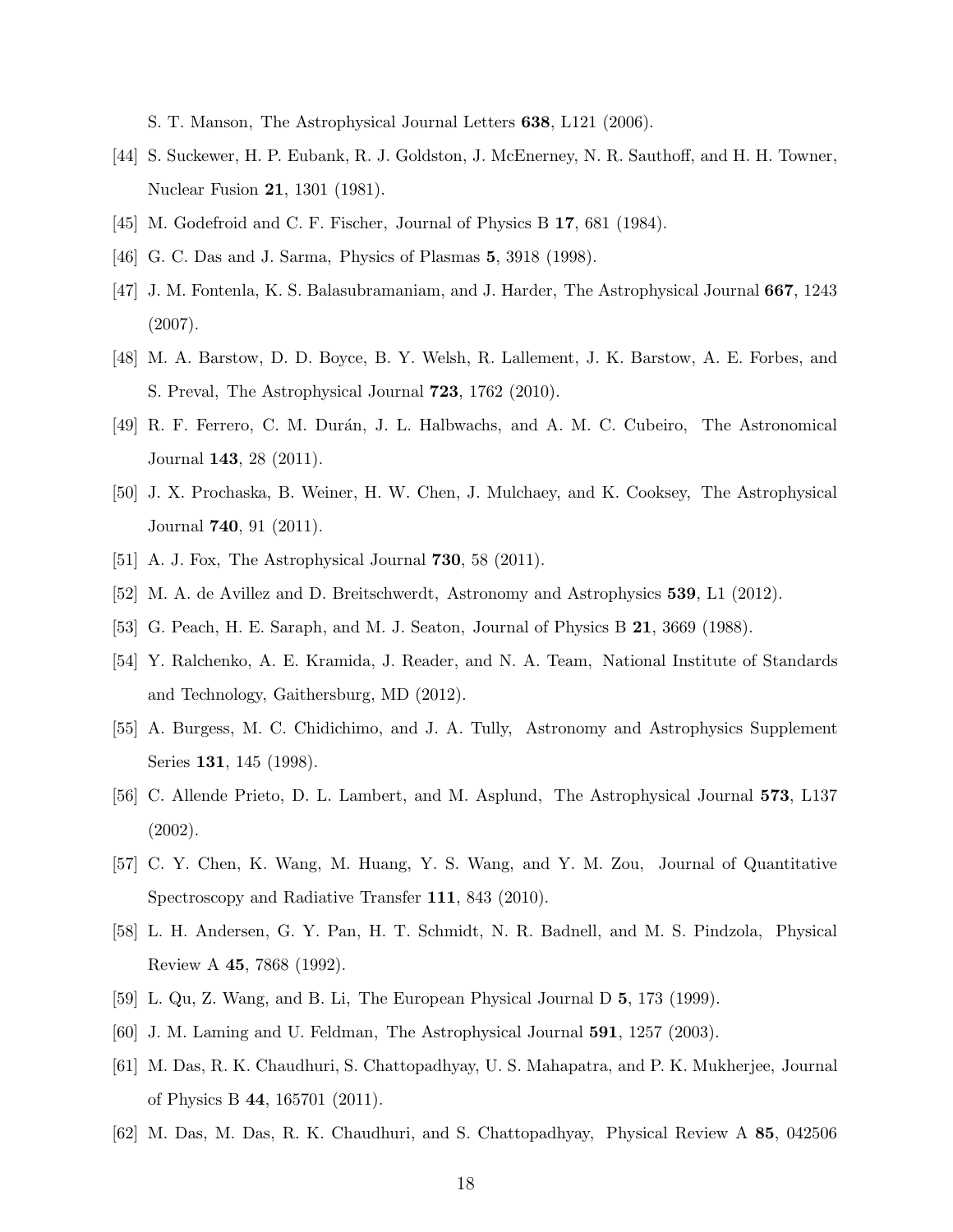S. T. Manson, The Astrophysical Journal Letters **638**, L121 (2006).

[44] S. Suckewer, H. P. Eubank, R. J. Goldston, J. McEnerney, N. R. Sauthoff, and H. H. Towner, Nuclear Fusion **21**, 1301 (1981).

[45] M. Godefroid and C. F. Fischer, Journal of Physics B **17**, 681 (1984).

[46] G. C. Das and J. Sarma, Physics of Plasmas **5**, 3918 (1998).

[47] J. M. Fontenla, K. S. Balasubramaniam, and J. Harder, The Astrophysical Journal **667**, 1243 (2007).

[48] M. A. Barstow, D. D. Boyce, B. Y. Welsh, R. Lallement, J. K. Barstow, A. E. Forbes, and S. Preval, The Astrophysical Journal **723**, 1762 (2010).

[49] R. F. Ferrero, C. M. Durán, J. L. Halbwachs, and A. M. C. Cubeiro, The Astronomical Journal **143**, 28 (2011).

[50] J. X. Prochaska, B. Weiner, H. W. Chen, J. Mulchaey, and K. Cooksey, The Astrophysical Journal **740**, 91 (2011).

[51] A. J. Fox, The Astrophysical Journal **730**, 58 (2011).

[52] M. A. de Avillez and D. Breitschwerdt, Astronomy and Astrophysics **539**, L1 (2012).

[53] G. Peach, H. E. Saraph, and M. J. Seaton, Journal of Physics B **21**, 3669 (1988).

[54] Y. Ralchenko, A. E. Kramida, J. Reader, and N. A. Team, National Institute of Standards and Technology, Gaithersburg, MD (2012).

[55] A. Burgess, M. C. Chidichimo, and J. A. Tully, Astronomy and Astrophysics Supplement Series **131**, 145 (1998).

[56] C. Allende Prieto, D. L. Lambert, and M. Asplund, The Astrophysical Journal **573**, L137 (2002).

[57] C. Y. Chen, K. Wang, M. Huang, Y. S. Wang, and Y. M. Zou, Journal of Quantitative Spectroscopy and Radiative Transfer **111**, 843 (2010).

[58] L. H. Andersen, G. Y. Pan, H. T. Schmidt, N. R. Badnell, and M. S. Pindzola, Physical Review A **45**, 7868 (1992).

[59] L. Qu, Z. Wang, and B. Li, The European Physical Journal D **5**, 173 (1999).

[60] J. M. Laming and U. Feldman, The Astrophysical Journal **591**, 1257 (2003).

[61] M. Das, R. K. Chaudhuri, S. Chattopadhyay, U. S. Mahapatra, and P. K. Mukherjee, Journal of Physics B **44**, 165701 (2011).

[62] M. Das, M. Das, R. K. Chaudhuri, and S. Chattopadhyay, Physical Review A **85**, 042506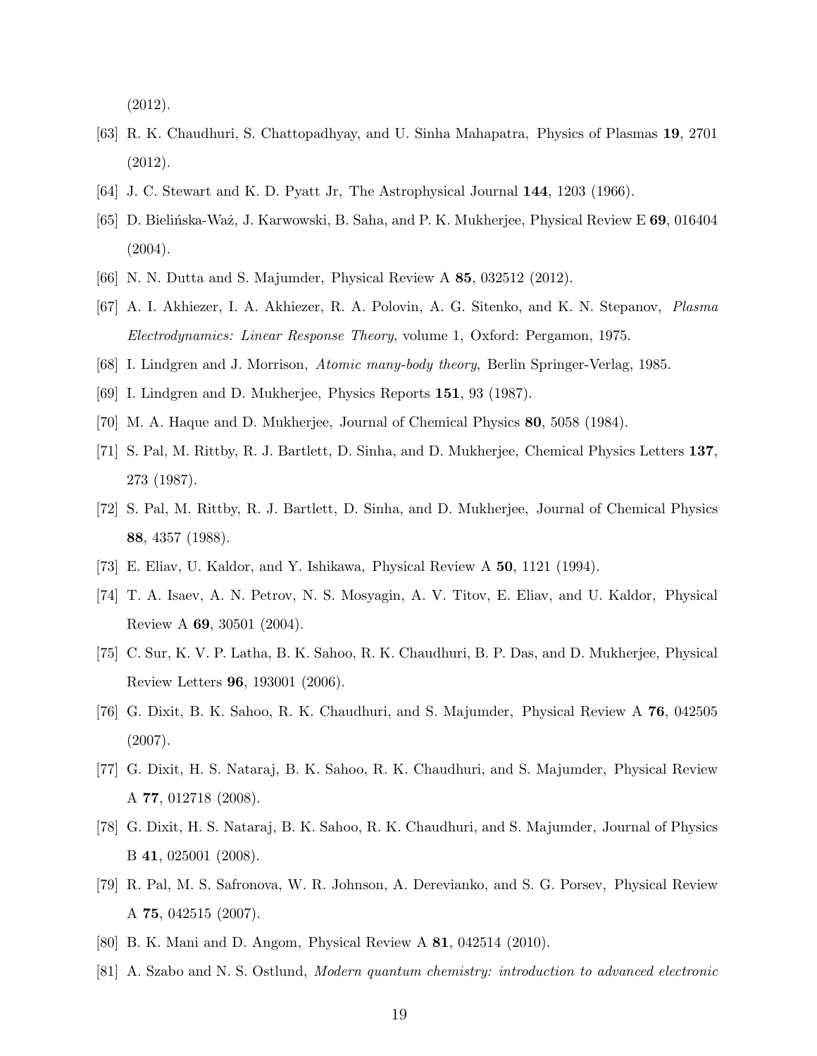(2012).

[63] R. K. Chaudhuri, S. Chattopadhyay, and U. Sinha Mahapatra, Physics of Plasmas **19**, 2701 (2012).

[64] J. C. Stewart and K. D. Pyatt Jr, The Astrophysical Journal **144**, 1203 (1966).

[65] D. Bielińska-Waż, J. Karwowski, B. Saha, and P. K. Mukherjee, Physical Review E **69**, 016404 (2004).

[66] N. N. Dutta and S. Majumder, Physical Review A **85**, 032512 (2012).

[67] A. I. Akhiezer, I. A. Akhiezer, R. A. Polovin, A. G. Sitenko, and K. N. Stepanov, *Plasma Electrodynamics: Linear Response Theory*, volume 1, Oxford: Pergamon, 1975.

[68] I. Lindgren and J. Morrison, *Atomic many-body theory*, Berlin Springer-Verlag, 1985.

[69] I. Lindgren and D. Mukherjee, Physics Reports **151**, 93 (1987).

[70] M. A. Haque and D. Mukherjee, Journal of Chemical Physics **80**, 5058 (1984).

[71] S. Pal, M. Rittby, R. J. Bartlett, D. Sinha, and D. Mukherjee, Chemical Physics Letters **137**, 273 (1987).

[72] S. Pal, M. Rittby, R. J. Bartlett, D. Sinha, and D. Mukherjee, Journal of Chemical Physics **88**, 4357 (1988).

[73] E. Eliav, U. Kaldor, and Y. Ishikawa, Physical Review A **50**, 1121 (1994).

[74] T. A. Isaev, A. N. Petrov, N. S. Mosyagin, A. V. Titov, E. Eliav, and U. Kaldor, Physical Review A **69**, 30501 (2004).

[75] C. Sur, K. V. P. Latha, B. K. Sahoo, R. K. Chaudhuri, B. P. Das, and D. Mukherjee, Physical Review Letters **96**, 193001 (2006).

[76] G. Dixit, B. K. Sahoo, R. K. Chaudhuri, and S. Majumder, Physical Review A **76**, 042505 (2007).

[77] G. Dixit, H. S. Nataraj, B. K. Sahoo, R. K. Chaudhuri, and S. Majumder, Physical Review A **77**, 012718 (2008).

[78] G. Dixit, H. S. Nataraj, B. K. Sahoo, R. K. Chaudhuri, and S. Majumder, Journal of Physics B **41**, 025001 (2008).

[79] R. Pal, M. S. Safronova, W. R. Johnson, A. Derevianko, and S. G. Porsev, Physical Review A **75**, 042515 (2007).

[80] B. K. Mani and D. Angom, Physical Review A **81**, 042514 (2010).

[81] A. Szabo and N. S. Ostlund, *Modern quantum chemistry: introduction to advanced electronic*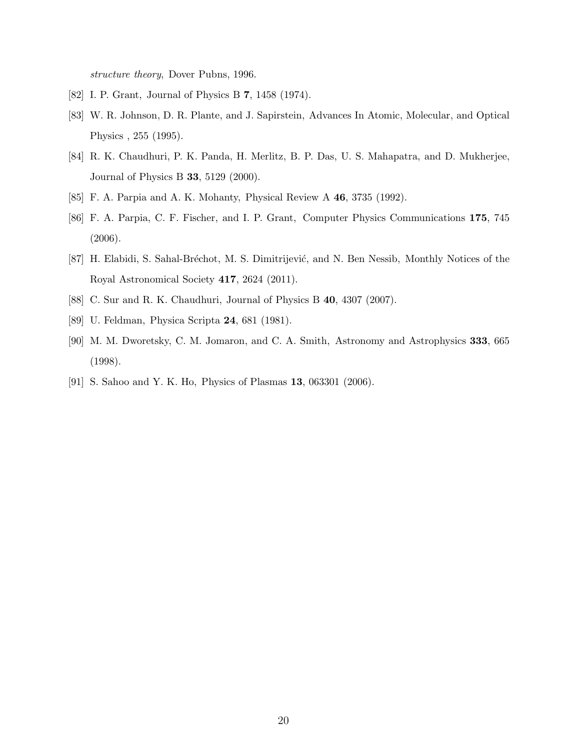*structure theory*, Dover Pubns, 1996.

[82] I. P. Grant, Journal of Physics B **7**, 1458 (1974).

[83] W. R. Johnson, D. R. Plante, and J. Sapirstein, Advances In Atomic, Molecular, and Optical Physics , 255 (1995).

[84] R. K. Chaudhuri, P. K. Panda, H. Merlitz, B. P. Das, U. S. Mahapatra, and D. Mukherjee, Journal of Physics B **33**, 5129 (2000).

[85] F. A. Parpia and A. K. Mohanty, Physical Review A **46**, 3735 (1992).

[86] F. A. Parpia, C. F. Fischer, and I. P. Grant, Computer Physics Communications **175**, 745 (2006).

[87] H. Elabidi, S. Sahal-Bréchot, M. S. Dimitrijević, and N. Ben Nessib, Monthly Notices of the Royal Astronomical Society **417**, 2624 (2011).

[88] C. Sur and R. K. Chaudhuri, Journal of Physics B **40**, 4307 (2007).

[89] U. Feldman, Physica Scripta **24**, 681 (1981).

[90] M. M. Dworetsky, C. M. Jomaron, and C. A. Smith, Astronomy and Astrophysics **333**, 665 (1998).

[91] S. Sahoo and Y. K. Ho, Physics of Plasmas **13**, 063301 (2006).